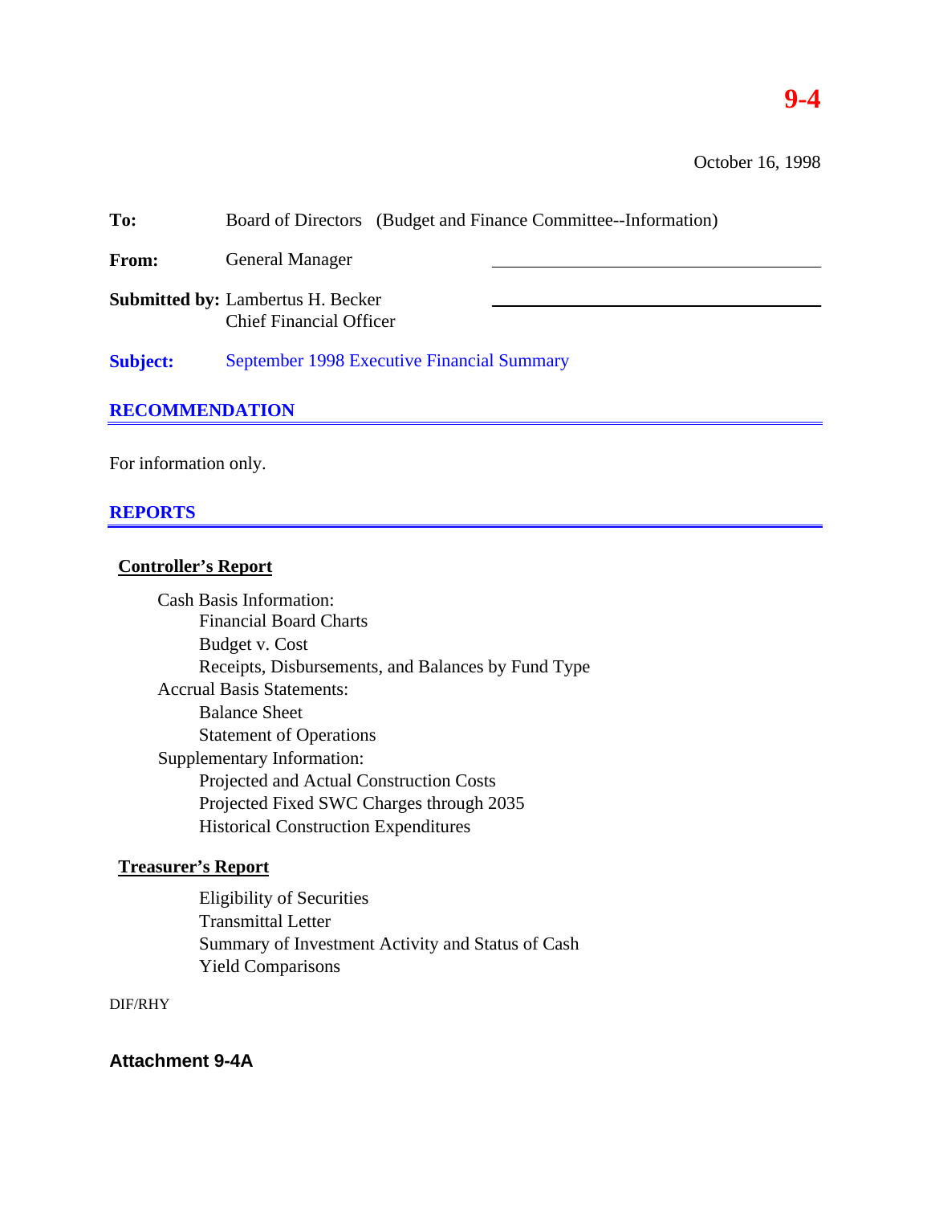# 9-4

October 16, 1998

**To:** Board of Directors (Budget and Finance Committee--Information)

**From:** General Manager

**Submitted by:** Lambertus H. Becker
Chief Financial Officer

**Subject:** September 1998 Executive Financial Summary

## RECOMMENDATION

For information only.

## REPORTS

### Controller's Report

- Cash Basis Information:
  - Financial Board Charts
  - Budget v. Cost
  - Receipts, Disbursements, and Balances by Fund Type
- Accrual Basis Statements:
  - Balance Sheet
  - Statement of Operations
- Supplementary Information:
  - Projected and Actual Construction Costs
  - Projected Fixed SWC Charges through 2035
  - Historical Construction Expenditures

### Treasurer's Report

- Eligibility of Securities
- Transmittal Letter
- Summary of Investment Activity and Status of Cash
- Yield Comparisons

DIF/RHY

**Attachment 9-4A**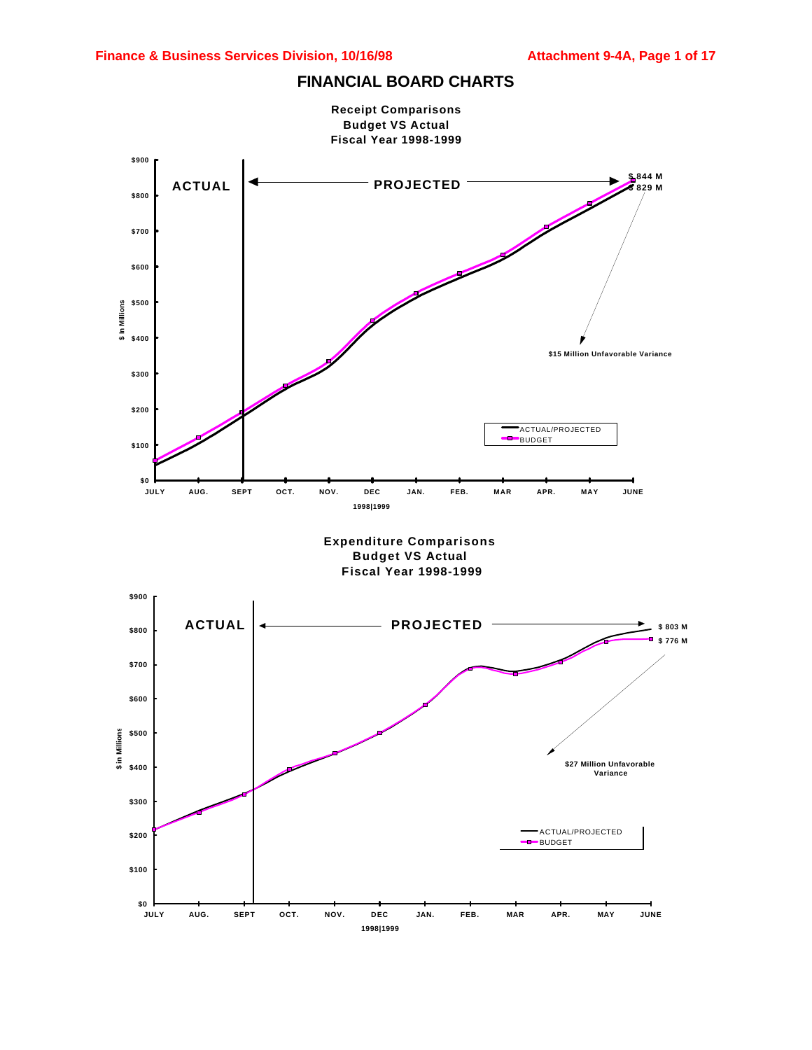# FINANCIAL BOARD CHARTS

## Receipt Comparisons
## Budget VS Actual
## Fiscal Year 1998-1999

$ in Millions

$900, $800, $700, $600, $500, $400, $300, $200, $100, $0

ACTUAL | PROJECTED

$ 844 M
$ 829 M

$15 Million Unfavorable Variance

- ACTUAL/PROJECTED
- BUDGET

JULY, AUG., SEPT, OCT., NOV., DEC, JAN., FEB., MAR, APR., MAY, JUNE

1998|1999

## Expenditure Comparisons
## Budget VS Actual
## Fiscal Year 1998-1999

$ in Millions

$900, $800, $700, $600, $500, $400, $300, $200, $100, $0

ACTUAL | PROJECTED

$ 803 M
$ 776 M

$27 Million Unfavorable Variance

- ACTUAL/PROJECTED
- BUDGET

JULY, AUG., SEPT, OCT., NOV., DEC, JAN., FEB., MAR, APR., MAY, JUNE

1998|1999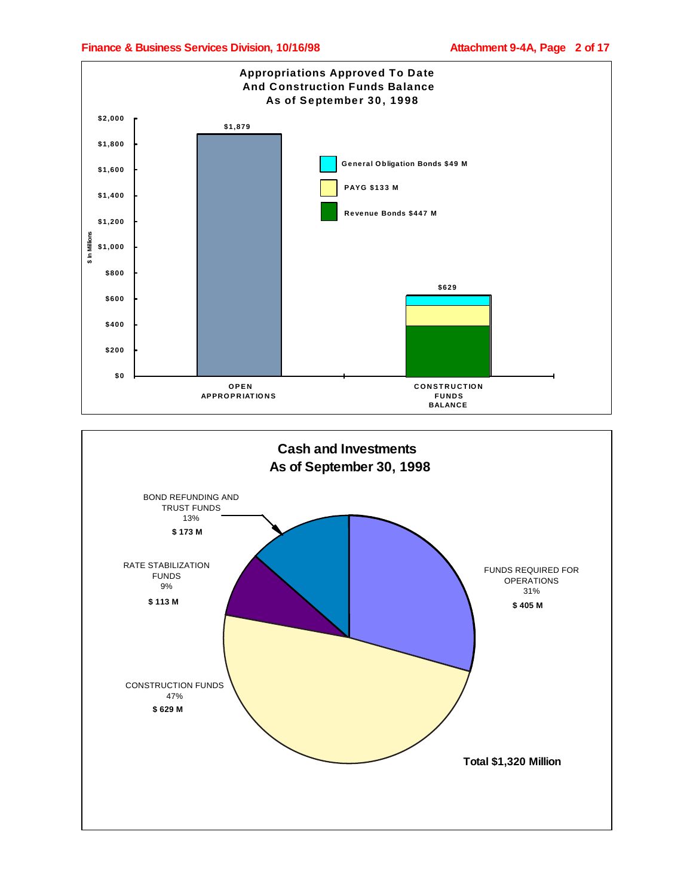## Appropriations Approved To Date And Construction Funds Balance As of September 30, 1998

$ in Millions

| | Amount |
|---|---|
| OPEN APPROPRIATIONS | $1,879 |
| CONSTRUCTION FUNDS BALANCE | $629 |

Construction Funds Balance:

- General Obligation Bonds $49 M
- PAYG $133 M
- Revenue Bonds $447 M

## Cash and Investments As of September 30, 1998

| Category | Percent | Amount |
|---|---|---|
| FUNDS REQUIRED FOR OPERATIONS | 31% | $ 405 M |
| CONSTRUCTION FUNDS | 47% | $ 629 M |
| RATE STABILIZATION FUNDS | 9% | $ 113 M |
| BOND REFUNDING AND TRUST FUNDS | 13% | $ 173 M |

**Total $1,320 Million**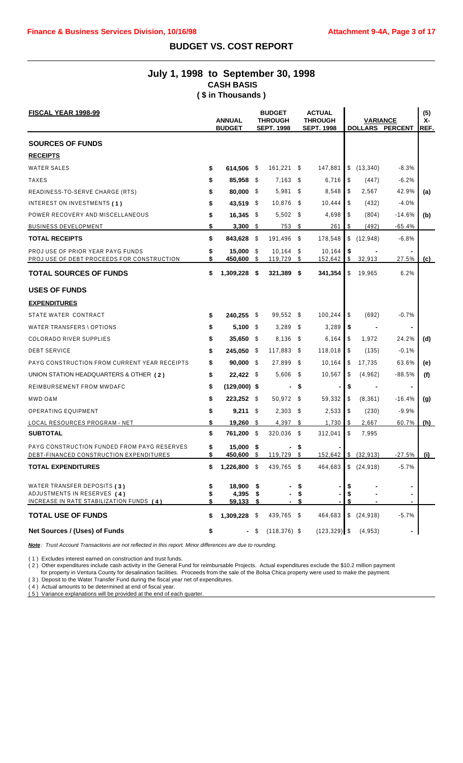**Finance & Business Services Division, 10/16/98** — **Attachment 9-4A, Page 3 of 17**

## BUDGET VS. COST REPORT

### July 1, 1998 to September 30, 1998
### CASH BASIS
### ( $ in Thousands )

| FISCAL YEAR 1998-99 | ANNUAL BUDGET | BUDGET THROUGH SEPT. 1998 | ACTUAL THROUGH SEPT. 1998 | VARIANCE DOLLARS | VARIANCE PERCENT | (5) X-REF. |
|---|---|---|---|---|---|---|
| **SOURCES OF FUNDS** | | | | | | |
| **RECEIPTS** | | | | | | |
| WATER SALES | $ 614,506 | $ 161,221 | $ 147,881 | $ (13,340) | -8.3% | |
| TAXES | $ 85,958 | $ 7,163 | $ 6,716 | $ (447) | -6.2% | |
| READINESS-TO-SERVE CHARGE (RTS) | $ 80,000 | $ 5,981 | $ 8,548 | $ 2,567 | 42.9% | (a) |
| INTEREST ON INVESTMENTS ( 1 ) | $ 43,519 | $ 10,876 | $ 10,444 | $ (432) | -4.0% | |
| POWER RECOVERY AND MISCELLANEOUS | $ 16,345 | $ 5,502 | $ 4,698 | $ (804) | -14.6% | (b) |
| BUSINESS DEVELOPMENT | $ 3,300 | $ 753 | $ 261 | $ (492) | -65.4% | |
| **TOTAL RECEIPTS** | $ 843,628 | $ 191,496 | $ 178,548 | $ (12,948) | -6.8% | |
| PROJ USE OF PRIOR YEAR PAYG FUNDS | $ 15,000 | $ 10,164 | $ 10,164 | $ - | - | |
| PROJ USE OF DEBT PROCEEDS FOR CONSTRUCTION | $ 450,600 | $ 119,729 | $ 152,642 | $ 32,913 | 27.5% | (c) |
| **TOTAL SOURCES OF FUNDS** | $ 1,309,228 | $ 321,389 | $ 341,354 | $ 19,965 | 6.2% | |
| **USES OF FUNDS** | | | | | | |
| **EXPENDITURES** | | | | | | |
| STATE WATER CONTRACT | $ 240,255 | $ 99,552 | $ 100,244 | $ (692) | -0.7% | |
| WATER TRANSFERS \ OPTIONS | $ 5,100 | $ 3,289 | $ 3,289 | $ - | - | |
| COLORADO RIVER SUPPLIES | $ 35,650 | $ 8,136 | $ 6,164 | $ 1,972 | 24.2% | (d) |
| DEBT SERVICE | $ 245,050 | $ 117,883 | $ 118,018 | $ (135) | -0.1% | |
| PAYG CONSTRUCTION FROM CURRENT YEAR RECEIPTS | $ 90,000 | $ 27,899 | $ 10,164 | $ 17,735 | 63.6% | (e) |
| UNION STATION HEADQUARTERS & OTHER ( 2 ) | $ 22,422 | $ 5,606 | $ 10,567 | $ (4,962) | -88.5% | (f) |
| REIMBURSEMENT FROM MWDAFC | $ (129,000) | $ - | $ - | $ - | - | |
| MWD O&M | $ 223,252 | $ 50,972 | $ 59,332 | $ (8,361) | -16.4% | (g) |
| OPERATING EQUIPMENT | $ 9,211 | $ 2,303 | $ 2,533 | $ (230) | -9.9% | |
| LOCAL RESOURCES PROGRAM - NET | $ 19,260 | $ 4,397 | $ 1,730 | $ 2,667 | 60.7% | (h) |
| **SUBTOTAL** | $ 761,200 | $ 320,036 | $ 312,041 | $ 7,995 | | |
| PAYG CONSTRUCTION FUNDED FROM PAYG RESERVES | $ 15,000 | $ - | $ - | | | |
| DEBT-FINANCED CONSTRUCTION EXPENDITURES | $ 450,600 | $ 119,729 | $ 152,642 | $ (32,913) | -27.5% | (i) |
| **TOTAL EXPENDITURES** | $ 1,226,800 | $ 439,765 | $ 464,683 | $ (24,918) | -5.7% | |
| WATER TRANSFER DEPOSITS ( 3 ) | $ 18,900 | $ - | $ - | $ - | - | |
| ADJUSTMENTS IN RESERVES ( 4 ) | $ 4,395 | $ - | $ - | $ - | - | |
| INCREASE IN RATE STABILIZATION FUNDS ( 4 ) | $ 59,133 | $ - | $ - | $ - | - | |
| **TOTAL USE OF FUNDS** | $ 1,309,228 | $ 439,765 | $ 464,683 | $ (24,918) | -5.7% | |
| **Net Sources / (Uses) of Funds** | $ - | $ (118,376) | $ (123,329) | $ (4,953) | - | |

***Note***: *Trust Account Transactions are not reflected in this report. Minor differences are due to rounding.*

( 1 ) Excludes interest earned on construction and trust funds.

( 2 ) Other expenditures include cash activity in the General Fund for reimbursable Projects. Actual expenditures exclude the $10.2 million payment for property in Ventura County for desalination facilities. Proceeds from the sale of the Bolsa Chica property were used to make the payment.

( 3 ) Deposit to the Water Transfer Fund during the fiscal year net of expenditures.

( 4 ) Actual amounts to be determined at end of fiscal year.

( 5 ) Variance explanations will be provided at the end of each quarter.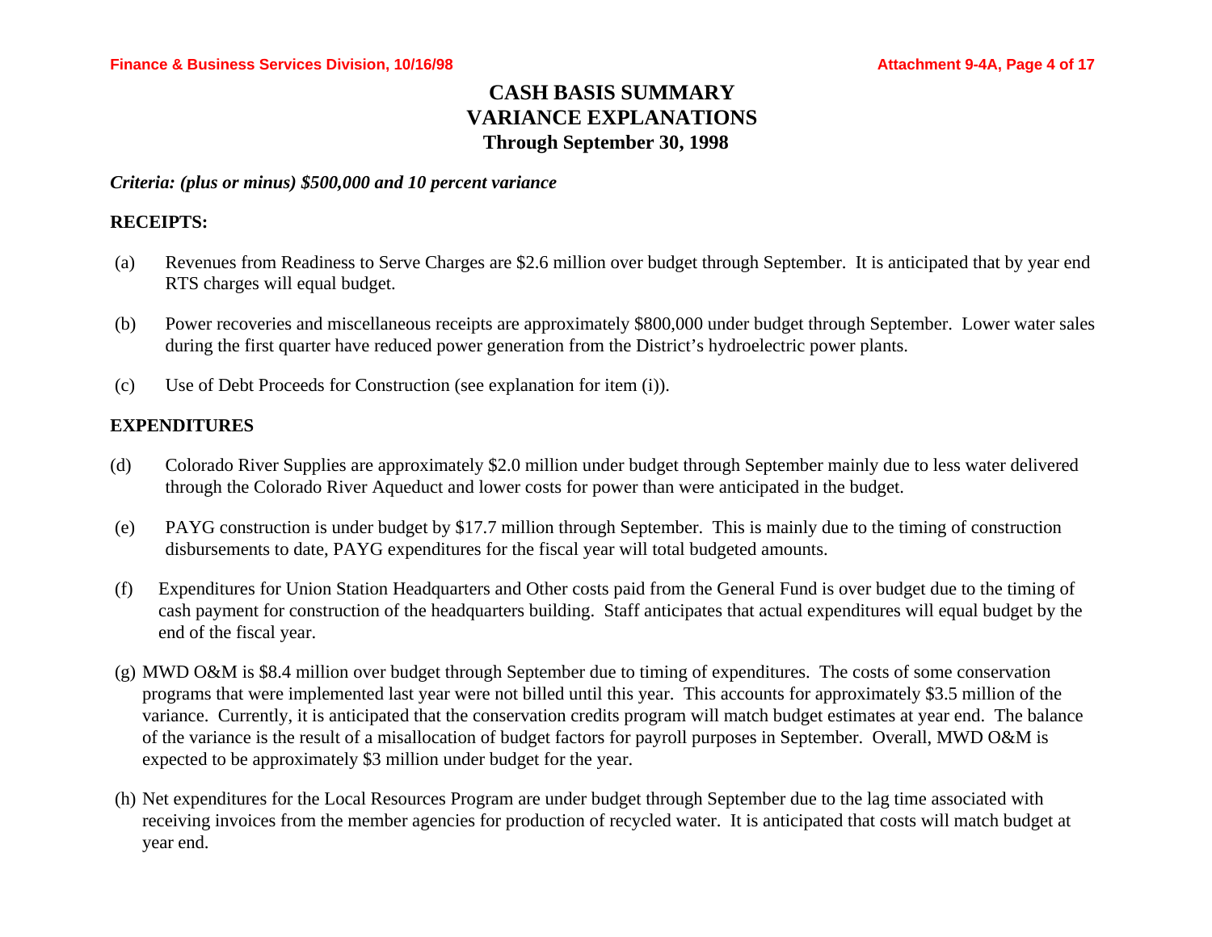# CASH BASIS SUMMARY
## VARIANCE EXPLANATIONS
### Through September 30, 1998

***Criteria: (plus or minus) $500,000 and 10 percent variance***

**RECEIPTS:**

(a) Revenues from Readiness to Serve Charges are $2.6 million over budget through September. It is anticipated that by year end RTS charges will equal budget.

(b) Power recoveries and miscellaneous receipts are approximately $800,000 under budget through September. Lower water sales during the first quarter have reduced power generation from the District's hydroelectric power plants.

(c) Use of Debt Proceeds for Construction (see explanation for item (i)).

**EXPENDITURES**

(d) Colorado River Supplies are approximately $2.0 million under budget through September mainly due to less water delivered through the Colorado River Aqueduct and lower costs for power than were anticipated in the budget.

(e) PAYG construction is under budget by $17.7 million through September. This is mainly due to the timing of construction disbursements to date, PAYG expenditures for the fiscal year will total budgeted amounts.

(f) Expenditures for Union Station Headquarters and Other costs paid from the General Fund is over budget due to the timing of cash payment for construction of the headquarters building. Staff anticipates that actual expenditures will equal budget by the end of the fiscal year.

(g) MWD O&M is $8.4 million over budget through September due to timing of expenditures. The costs of some conservation programs that were implemented last year were not billed until this year. This accounts for approximately $3.5 million of the variance. Currently, it is anticipated that the conservation credits program will match budget estimates at year end. The balance of the variance is the result of a misallocation of budget factors for payroll purposes in September. Overall, MWD O&M is expected to be approximately $3 million under budget for the year.

(h) Net expenditures for the Local Resources Program are under budget through September due to the lag time associated with receiving invoices from the member agencies for production of recycled water. It is anticipated that costs will match budget at year end.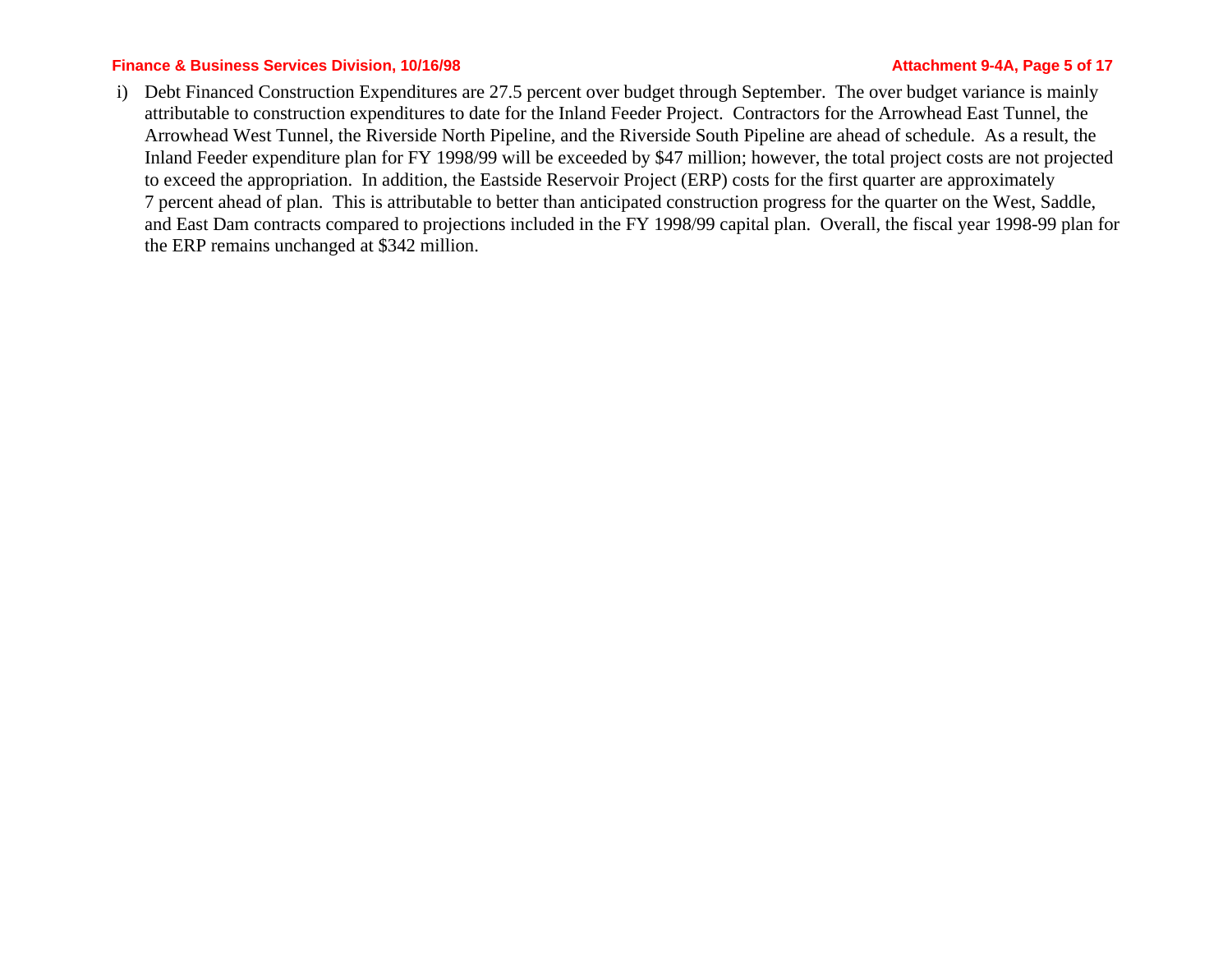i) Debt Financed Construction Expenditures are 27.5 percent over budget through September. The over budget variance is mainly attributable to construction expenditures to date for the Inland Feeder Project. Contractors for the Arrowhead East Tunnel, the Arrowhead West Tunnel, the Riverside North Pipeline, and the Riverside South Pipeline are ahead of schedule. As a result, the Inland Feeder expenditure plan for FY 1998/99 will be exceeded by $47 million; however, the total project costs are not projected to exceed the appropriation. In addition, the Eastside Reservoir Project (ERP) costs for the first quarter are approximately 7 percent ahead of plan. This is attributable to better than anticipated construction progress for the quarter on the West, Saddle, and East Dam contracts compared to projections included in the FY 1998/99 capital plan. Overall, the fiscal year 1998-99 plan for the ERP remains unchanged at $342 million.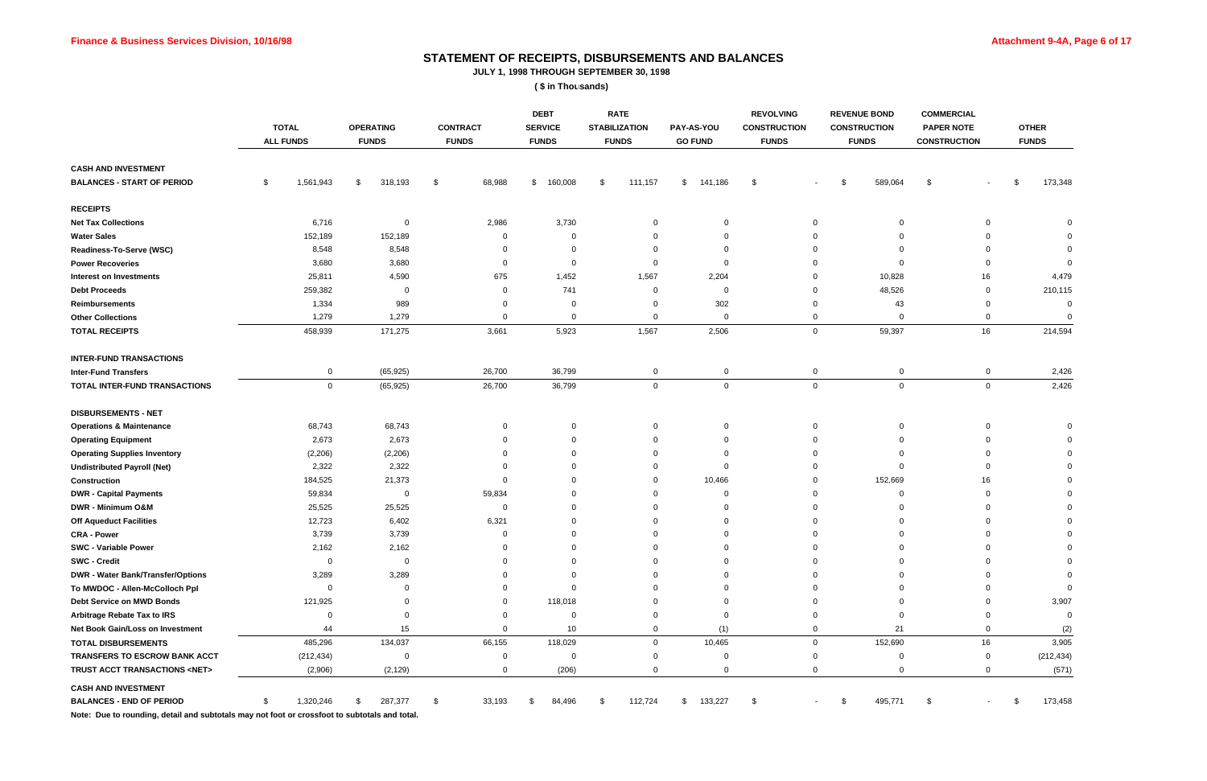## STATEMENT OF RECEIPTS, DISBURSEMENTS AND BALANCES

**JULY 1, 1998 THROUGH SEPTEMBER 30, 1998**

**( $ in Thousands)**

| | TOTAL ALL FUNDS | OPERATING FUNDS | CONTRACT FUNDS | DEBT SERVICE FUNDS | RATE STABILIZATION FUNDS | PAY-AS-YOU GO FUND | REVOLVING CONSTRUCTION FUNDS | REVENUE BOND CONSTRUCTION FUNDS | COMMERCIAL PAPER NOTE CONSTRUCTION | OTHER FUNDS |
|---|---|---|---|---|---|---|---|---|---|---|
| **CASH AND INVESTMENT** | | | | | | | | | | |
| **BALANCES - START OF PERIOD** | $ 1,561,943 | $ 318,193 | $ 68,988 | $ 160,008 | $ 111,157 | $ 141,186 | $ - | $ 589,064 | $ - | $ 173,348 |
| **RECEIPTS** | | | | | | | | | | |
| **Net Tax Collections** | 6,716 | 0 | 2,986 | 3,730 | 0 | 0 | 0 | 0 | 0 | 0 |
| **Water Sales** | 152,189 | 152,189 | 0 | 0 | 0 | 0 | 0 | 0 | 0 | 0 |
| **Readiness-To-Serve (WSC)** | 8,548 | 8,548 | 0 | 0 | 0 | 0 | 0 | 0 | 0 | 0 |
| **Power Recoveries** | 3,680 | 3,680 | 0 | 0 | 0 | 0 | 0 | 0 | 0 | 0 |
| **Interest on Investments** | 25,811 | 4,590 | 675 | 1,452 | 1,567 | 2,204 | 0 | 10,828 | 16 | 4,479 |
| **Debt Proceeds** | 259,382 | 0 | 0 | 741 | 0 | 0 | 0 | 48,526 | 0 | 210,115 |
| **Reimbursements** | 1,334 | 989 | 0 | 0 | 0 | 302 | 0 | 43 | 0 | 0 |
| **Other Collections** | 1,279 | 1,279 | 0 | 0 | 0 | 0 | 0 | 0 | 0 | 0 |
| **TOTAL RECEIPTS** | 458,939 | 171,275 | 3,661 | 5,923 | 1,567 | 2,506 | 0 | 59,397 | 16 | 214,594 |
| **INTER-FUND TRANSACTIONS** | | | | | | | | | | |
| **Inter-Fund Transfers** | 0 | (65,925) | 26,700 | 36,799 | 0 | 0 | 0 | 0 | 0 | 2,426 |
| **TOTAL INTER-FUND TRANSACTIONS** | 0 | (65,925) | 26,700 | 36,799 | 0 | 0 | 0 | 0 | 0 | 2,426 |
| **DISBURSEMENTS - NET** | | | | | | | | | | |
| **Operations & Maintenance** | 68,743 | 68,743 | 0 | 0 | 0 | 0 | 0 | 0 | 0 | 0 |
| **Operating Equipment** | 2,673 | 2,673 | 0 | 0 | 0 | 0 | 0 | 0 | 0 | 0 |
| **Operating Supplies Inventory** | (2,206) | (2,206) | 0 | 0 | 0 | 0 | 0 | 0 | 0 | 0 |
| **Undistributed Payroll (Net)** | 2,322 | 2,322 | 0 | 0 | 0 | 0 | 0 | 0 | 0 | 0 |
| **Construction** | 184,525 | 21,373 | 0 | 0 | 0 | 10,466 | 0 | 152,669 | 16 | 0 |
| **DWR - Capital Payments** | 59,834 | 0 | 59,834 | 0 | 0 | 0 | 0 | 0 | 0 | 0 |
| **DWR - Minimum O&M** | 25,525 | 25,525 | 0 | 0 | 0 | 0 | 0 | 0 | 0 | 0 |
| **Off Aqueduct Facilities** | 12,723 | 6,402 | 6,321 | 0 | 0 | 0 | 0 | 0 | 0 | 0 |
| **CRA - Power** | 3,739 | 3,739 | 0 | 0 | 0 | 0 | 0 | 0 | 0 | 0 |
| **SWC - Variable Power** | 2,162 | 2,162 | 0 | 0 | 0 | 0 | 0 | 0 | 0 | 0 |
| **SWC - Credit** | 0 | 0 | 0 | 0 | 0 | 0 | 0 | 0 | 0 | 0 |
| **DWR - Water Bank/Transfer/Options** | 3,289 | 3,289 | 0 | 0 | 0 | 0 | 0 | 0 | 0 | 0 |
| **To MWDOC - Allen-McColloch Ppl** | 0 | 0 | 0 | 0 | 0 | 0 | 0 | 0 | 0 | 0 |
| **Debt Service on MWD Bonds** | 121,925 | 0 | 0 | 118,018 | 0 | 0 | 0 | 0 | 0 | 3,907 |
| **Arbitrage Rebate Tax to IRS** | 0 | 0 | 0 | 0 | 0 | 0 | 0 | 0 | 0 | 0 |
| **Net Book Gain/Loss on Investment** | 44 | 15 | 0 | 10 | 0 | (1) | 0 | 21 | 0 | (2) |
| **TOTAL DISBURSEMENTS** | 485,296 | 134,037 | 66,155 | 118,029 | 0 | 10,465 | 0 | 152,690 | 16 | 3,905 |
| **TRANSFERS TO ESCROW BANK ACCT** | (212,434) | 0 | 0 | 0 | 0 | 0 | 0 | 0 | 0 | (212,434) |
| **TRUST ACCT TRANSACTIONS <NET>** | (2,906) | (2,129) | 0 | (206) | 0 | 0 | 0 | 0 | 0 | (571) |
| **CASH AND INVESTMENT** | | | | | | | | | | |
| **BALANCES - END OF PERIOD** | $ 1,320,246 | $ 287,377 | $ 33,193 | $ 84,496 | $ 112,724 | $ 133,227 | $ - | $ 495,771 | $ - | $ 173,458 |

**Note: Due to rounding, detail and subtotals may not foot or crossfoot to subtotals and total.**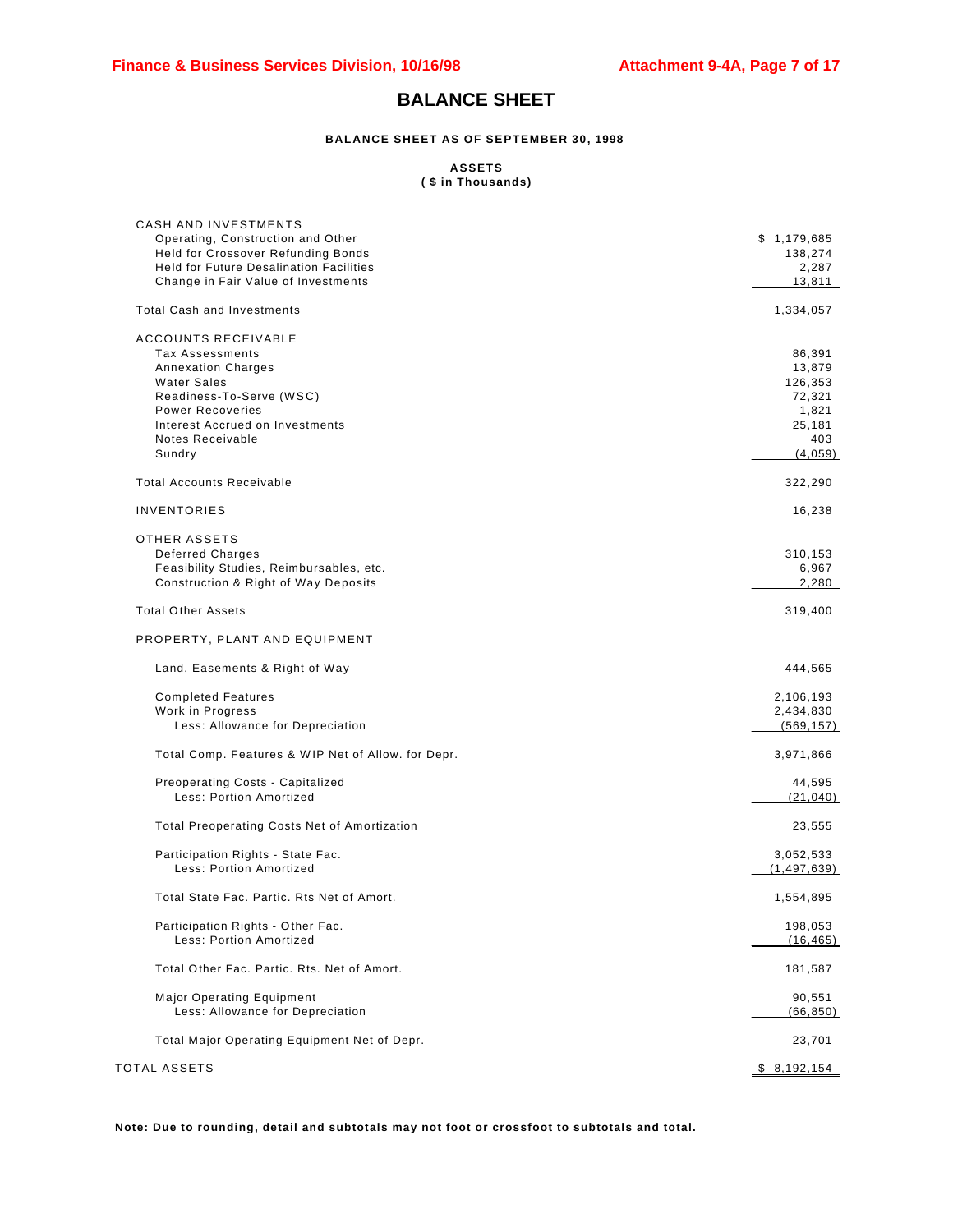# BALANCE SHEET

**BALANCE SHEET AS OF SEPTEMBER 30, 1998**

**ASSETS**
**( $ in Thousands)**

| | |
|---|---|
| CASH AND INVESTMENTS | |
| Operating, Construction and Other | $ 1,179,685 |
| Held for Crossover Refunding Bonds | 138,274 |
| Held for Future Desalination Facilities | 2,287 |
| Change in Fair Value of Investments | 13,811 |
| Total Cash and Investments | 1,334,057 |
| ACCOUNTS RECEIVABLE | |
| Tax Assessments | 86,391 |
| Annexation Charges | 13,879 |
| Water Sales | 126,353 |
| Readiness-To-Serve (WSC) | 72,321 |
| Power Recoveries | 1,821 |
| Interest Accrued on Investments | 25,181 |
| Notes Receivable | 403 |
| Sundry | (4,059) |
| Total Accounts Receivable | 322,290 |
| INVENTORIES | 16,238 |
| OTHER ASSETS | |
| Deferred Charges | 310,153 |
| Feasibility Studies, Reimbursables, etc. | 6,967 |
| Construction & Right of Way Deposits | 2,280 |
| Total Other Assets | 319,400 |
| PROPERTY, PLANT AND EQUIPMENT | |
| Land, Easements & Right of Way | 444,565 |
| Completed Features | 2,106,193 |
| Work in Progress | 2,434,830 |
| Less: Allowance for Depreciation | (569,157) |
| Total Comp. Features & WIP Net of Allow. for Depr. | 3,971,866 |
| Preoperating Costs - Capitalized | 44,595 |
| Less: Portion Amortized | (21,040) |
| Total Preoperating Costs Net of Amortization | 23,555 |
| Participation Rights - State Fac. | 3,052,533 |
| Less: Portion Amortized | (1,497,639) |
| Total State Fac. Partic. Rts Net of Amort. | 1,554,895 |
| Participation Rights - Other Fac. | 198,053 |
| Less: Portion Amortized | (16,465) |
| Total Other Fac. Partic. Rts. Net of Amort. | 181,587 |
| Major Operating Equipment | 90,551 |
| Less: Allowance for Depreciation | (66,850) |
| Total Major Operating Equipment Net of Depr. | 23,701 |
| TOTAL ASSETS | $ 8,192,154 |

**Note: Due to rounding, detail and subtotals may not foot or crossfoot to subtotals and total.**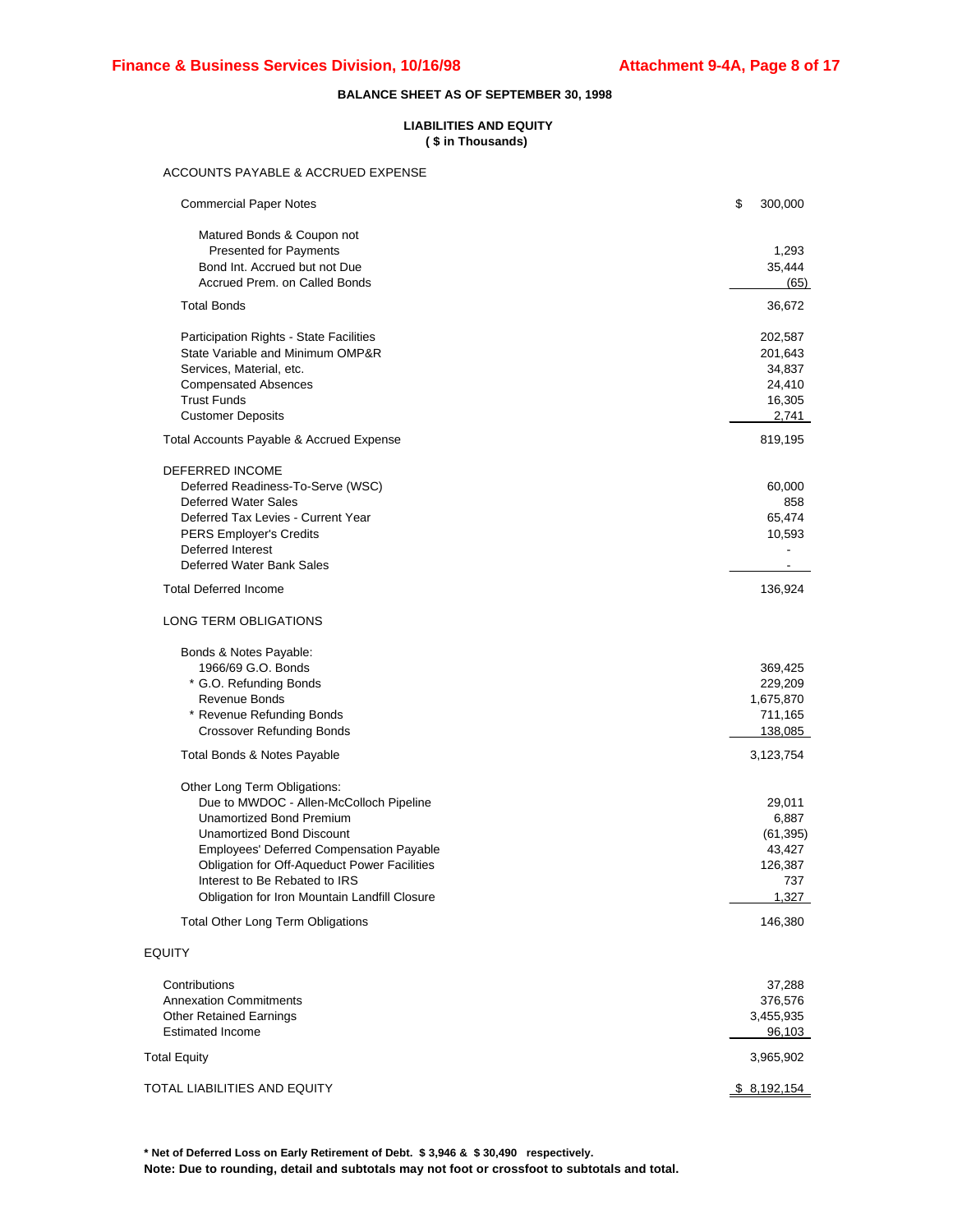## BALANCE SHEET AS OF SEPTEMBER 30, 1998

### LIABILITIES AND EQUITY
**( $ in Thousands)**

| | |
|---|---|
| ACCOUNTS PAYABLE & ACCRUED EXPENSE | |
| Commercial Paper Notes | $ 300,000 |
| Matured Bonds & Coupon not Presented for Payments | 1,293 |
| Bond Int. Accrued but not Due | 35,444 |
| Accrued Prem. on Called Bonds | (65) |
| Total Bonds | 36,672 |
| Participation Rights - State Facilities | 202,587 |
| State Variable and Minimum OMP&R | 201,643 |
| Services, Material, etc. | 34,837 |
| Compensated Absences | 24,410 |
| Trust Funds | 16,305 |
| Customer Deposits | 2,741 |
| Total Accounts Payable & Accrued Expense | 819,195 |
| DEFERRED INCOME | |
| Deferred Readiness-To-Serve (WSC) | 60,000 |
| Deferred Water Sales | 858 |
| Deferred Tax Levies - Current Year | 65,474 |
| PERS Employer's Credits | 10,593 |
| Deferred Interest | - |
| Deferred Water Bank Sales | - |
| Total Deferred Income | 136,924 |
| LONG TERM OBLIGATIONS | |
| Bonds & Notes Payable: | |
| 1966/69 G.O. Bonds | 369,425 |
| * G.O. Refunding Bonds | 229,209 |
| Revenue Bonds | 1,675,870 |
| * Revenue Refunding Bonds | 711,165 |
| Crossover Refunding Bonds | 138,085 |
| Total Bonds & Notes Payable | 3,123,754 |
| Other Long Term Obligations: | |
| Due to MWDOC - Allen-McColloch Pipeline | 29,011 |
| Unamortized Bond Premium | 6,887 |
| Unamortized Bond Discount | (61,395) |
| Employees' Deferred Compensation Payable | 43,427 |
| Obligation for Off-Aqueduct Power Facilities | 126,387 |
| Interest to Be Rebated to IRS | 737 |
| Obligation for Iron Mountain Landfill Closure | 1,327 |
| Total Other Long Term Obligations | 146,380 |
| EQUITY | |
| Contributions | 37,288 |
| Annexation Commitments | 376,576 |
| Other Retained Earnings | 3,455,935 |
| Estimated Income | 96,103 |
| Total Equity | 3,965,902 |
| TOTAL LIABILITIES AND EQUITY | $ 8,192,154 |

**\* Net of Deferred Loss on Early Retirement of Debt. $ 3,946 & $ 30,490 respectively.**

**Note: Due to rounding, detail and subtotals may not foot or crossfoot to subtotals and total.**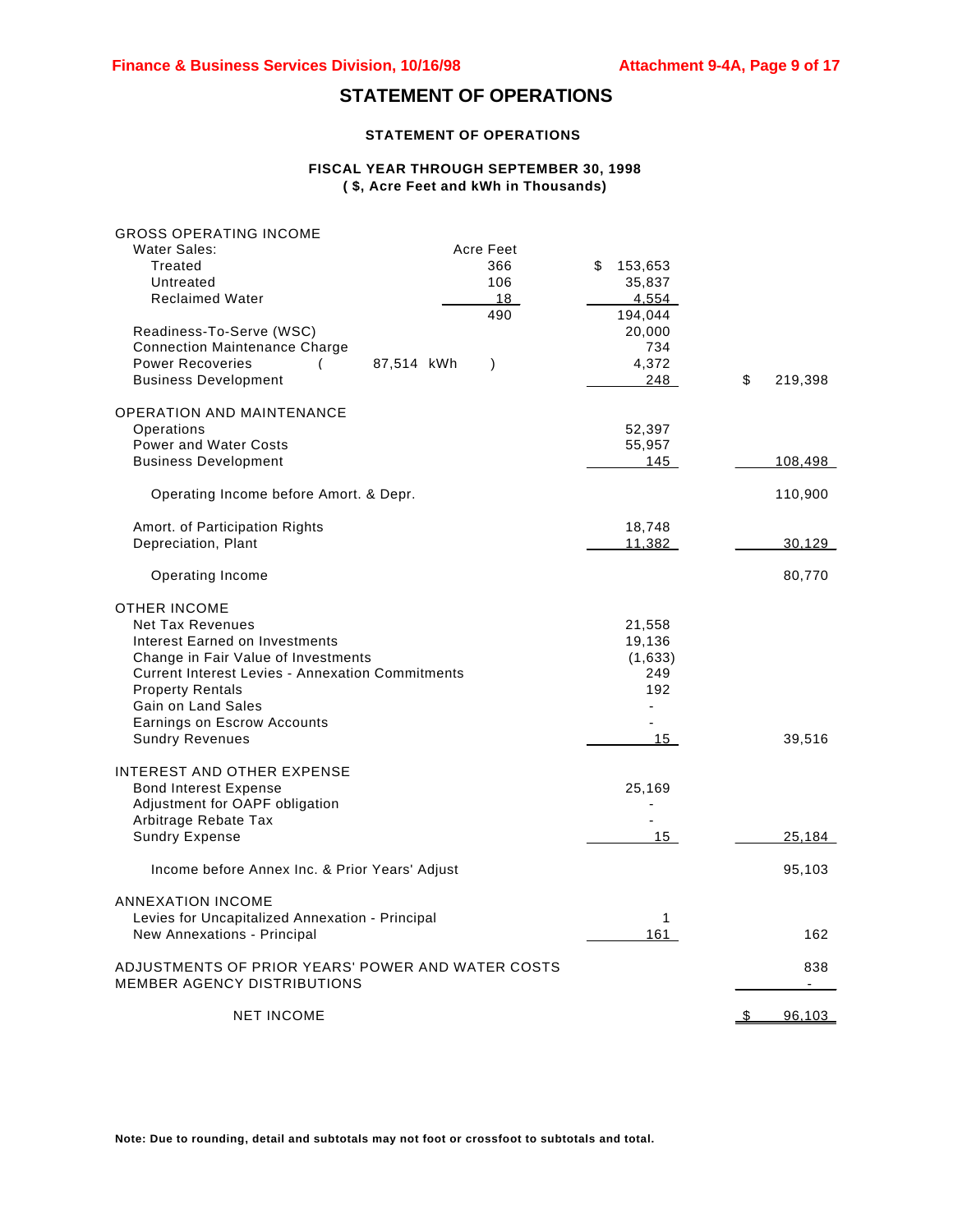# STATEMENT OF OPERATIONS

### STATEMENT OF OPERATIONS

### FISCAL YEAR THROUGH SEPTEMBER 30, 1998
### ( $, Acre Feet and kWh in Thousands)

| | Acre Feet | | |
|---|---|---|---|
| **GROSS OPERATING INCOME** | | | |
| Water Sales: | | | |
| Treated | 366 | $ 153,653 | |
| Untreated | 106 | 35,837 | |
| Reclaimed Water | 18 | 4,554 | |
| | 490 | 194,044 | |
| Readiness-To-Serve (WSC) | | 20,000 | |
| Connection Maintenance Charge | | 734 | |
| Power Recoveries ( 87,514 kWh ) | | 4,372 | |
| Business Development | | 248 | $ 219,398 |
| **OPERATION AND MAINTENANCE** | | | |
| Operations | | 52,397 | |
| Power and Water Costs | | 55,957 | |
| Business Development | | 145 | 108,498 |
| Operating Income before Amort. & Depr. | | | 110,900 |
| Amort. of Participation Rights | | 18,748 | |
| Depreciation, Plant | | 11,382 | 30,129 |
| Operating Income | | | 80,770 |
| **OTHER INCOME** | | | |
| Net Tax Revenues | | 21,558 | |
| Interest Earned on Investments | | 19,136 | |
| Change in Fair Value of Investments | | (1,633) | |
| Current Interest Levies - Annexation Commitments | | 249 | |
| Property Rentals | | 192 | |
| Gain on Land Sales | | - | |
| Earnings on Escrow Accounts | | - | |
| Sundry Revenues | | 15 | 39,516 |
| **INTEREST AND OTHER EXPENSE** | | | |
| Bond Interest Expense | | 25,169 | |
| Adjustment for OAPF obligation | | - | |
| Arbitrage Rebate Tax | | - | |
| Sundry Expense | | 15 | 25,184 |
| Income before Annex Inc. & Prior Years' Adjust | | | 95,103 |
| **ANNEXATION INCOME** | | | |
| Levies for Uncapitalized Annexation - Principal | | 1 | |
| New Annexations - Principal | | 161 | 162 |
| ADJUSTMENTS OF PRIOR YEARS' POWER AND WATER COSTS | | | 838 |
| MEMBER AGENCY DISTRIBUTIONS | | | - |
| NET INCOME | | | $ 96,103 |

**Note: Due to rounding, detail and subtotals may not foot or crossfoot to subtotals and total.**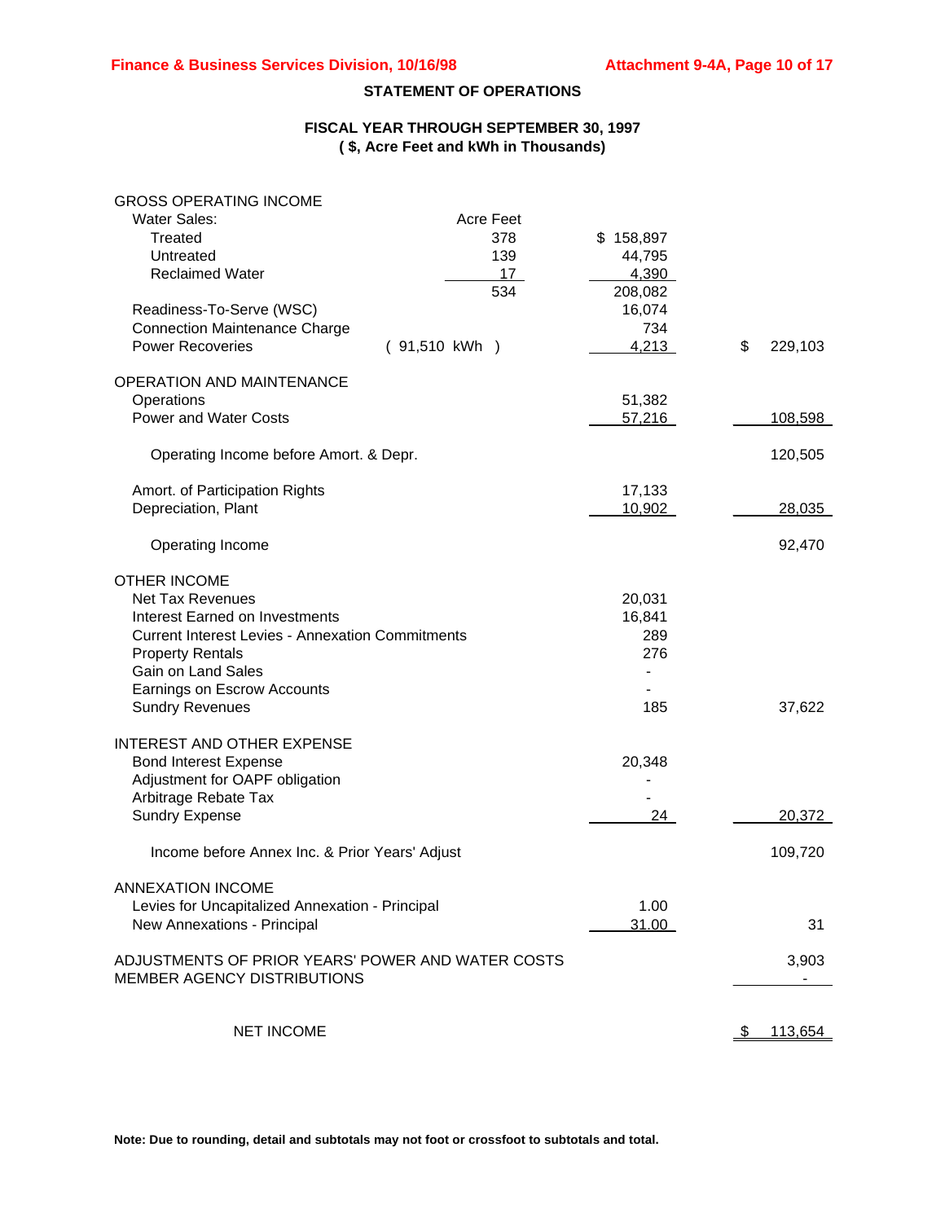## STATEMENT OF OPERATIONS

### FISCAL YEAR THROUGH SEPTEMBER 30, 1997
### ( $, Acre Feet and kWh in Thousands)

| | Acre Feet | | |
|---|---|---|---|
| **GROSS OPERATING INCOME** | | | |
| Water Sales: | | | |
| Treated | 378 | $ 158,897 | |
| Untreated | 139 | 44,795 | |
| Reclaimed Water | 17 | 4,390 | |
| | 534 | 208,082 | |
| Readiness-To-Serve (WSC) | | 16,074 | |
| Connection Maintenance Charge | | 734 | |
| Power Recoveries | ( 91,510 kWh ) | 4,213 | $ 229,103 |
| **OPERATION AND MAINTENANCE** | | | |
| Operations | | 51,382 | |
| Power and Water Costs | | 57,216 | 108,598 |
| Operating Income before Amort. & Depr. | | | 120,505 |
| Amort. of Participation Rights | | 17,133 | |
| Depreciation, Plant | | 10,902 | 28,035 |
| Operating Income | | | 92,470 |
| **OTHER INCOME** | | | |
| Net Tax Revenues | | 20,031 | |
| Interest Earned on Investments | | 16,841 | |
| Current Interest Levies - Annexation Commitments | | 289 | |
| Property Rentals | | 276 | |
| Gain on Land Sales | | - | |
| Earnings on Escrow Accounts | | - | |
| Sundry Revenues | | 185 | 37,622 |
| **INTEREST AND OTHER EXPENSE** | | | |
| Bond Interest Expense | | 20,348 | |
| Adjustment for OAPF obligation | | - | |
| Arbitrage Rebate Tax | | - | |
| Sundry Expense | | 24 | 20,372 |
| Income before Annex Inc. & Prior Years' Adjust | | | 109,720 |
| **ANNEXATION INCOME** | | | |
| Levies for Uncapitalized Annexation - Principal | | 1.00 | |
| New Annexations - Principal | | 31.00 | 31 |
| ADJUSTMENTS OF PRIOR YEARS' POWER AND WATER COSTS | | | 3,903 |
| MEMBER AGENCY DISTRIBUTIONS | | | - |
| NET INCOME | | | $ 113,654 |

**Note: Due to rounding, detail and subtotals may not foot or crossfoot to subtotals and total.**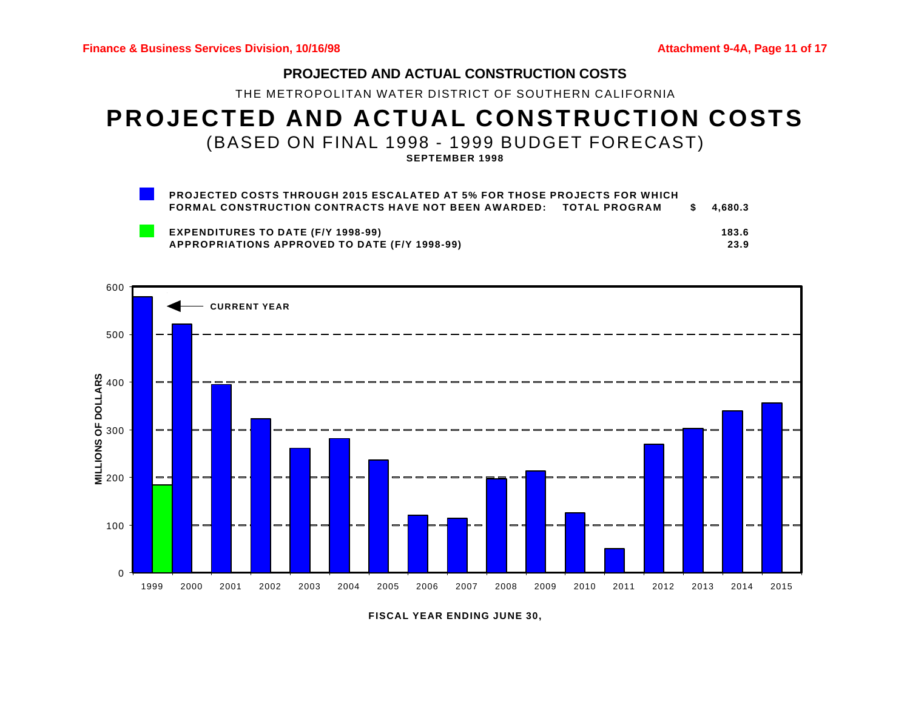## PROJECTED AND ACTUAL CONSTRUCTION COSTS

THE METROPOLITAN WATER DISTRICT OF SOUTHERN CALIFORNIA

# PROJECTED AND ACTUAL CONSTRUCTION COSTS

(BASED ON FINAL 1998 - 1999 BUDGET FORECAST)

**SEPTEMBER 1998**

| | | |
|---|---|---|
| (Blue) | **PROJECTED COSTS THROUGH 2015 ESCALATED AT 5% FOR THOSE PROJECTS FOR WHICH FORMAL CONSTRUCTION CONTRACTS HAVE NOT BEEN AWARDED: TOTAL PROGRAM** | **$ 4,680.3** |
| (Green) | **EXPENDITURES TO DATE (F/Y 1998-99)** | **183.6** |
| | **APPROPRIATIONS APPROVED TO DATE (F/Y 1998-99)** | **23.9** |

MILLIONS OF DOLLARS

CURRENT YEAR

1999 2000 2001 2002 2003 2004 2005 2006 2007 2008 2009 2010 2011 2012 2013 2014 2015

**FISCAL YEAR ENDING JUNE 30,**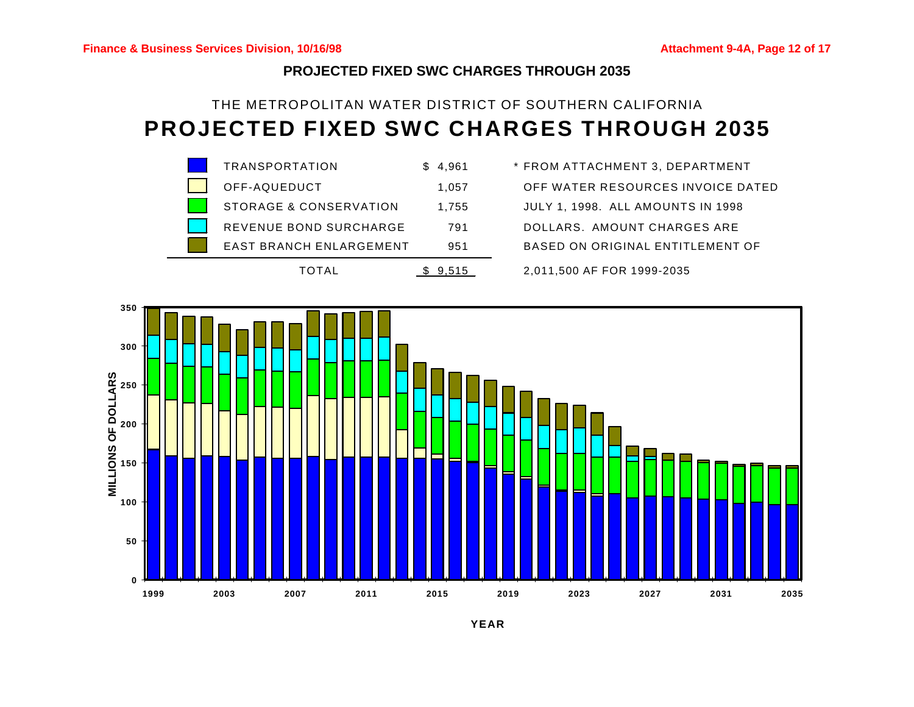## PROJECTED FIXED SWC CHARGES THROUGH 2035

THE METROPOLITAN WATER DISTRICT OF SOUTHERN CALIFORNIA

# PROJECTED FIXED SWC CHARGES THROUGH 2035

| Component | Amount |
|---|---|
| TRANSPORTATION | $ 4,961 |
| OFF-AQUEDUCT | 1,057 |
| STORAGE & CONSERVATION | 1,755 |
| REVENUE BOND SURCHARGE | 791 |
| EAST BRANCH ENLARGEMENT | 951 |
| TOTAL | $ 9,515 |

\* FROM ATTACHMENT 3, DEPARTMENT OFF WATER RESOURCES INVOICE DATED JULY 1, 1998. ALL AMOUNTS IN 1998 DOLLARS. AMOUNT CHARGES ARE BASED ON ORIGINAL ENTITLEMENT OF 2,011,500 AF FOR 1999-2035

MILLIONS OF DOLLARS

YEAR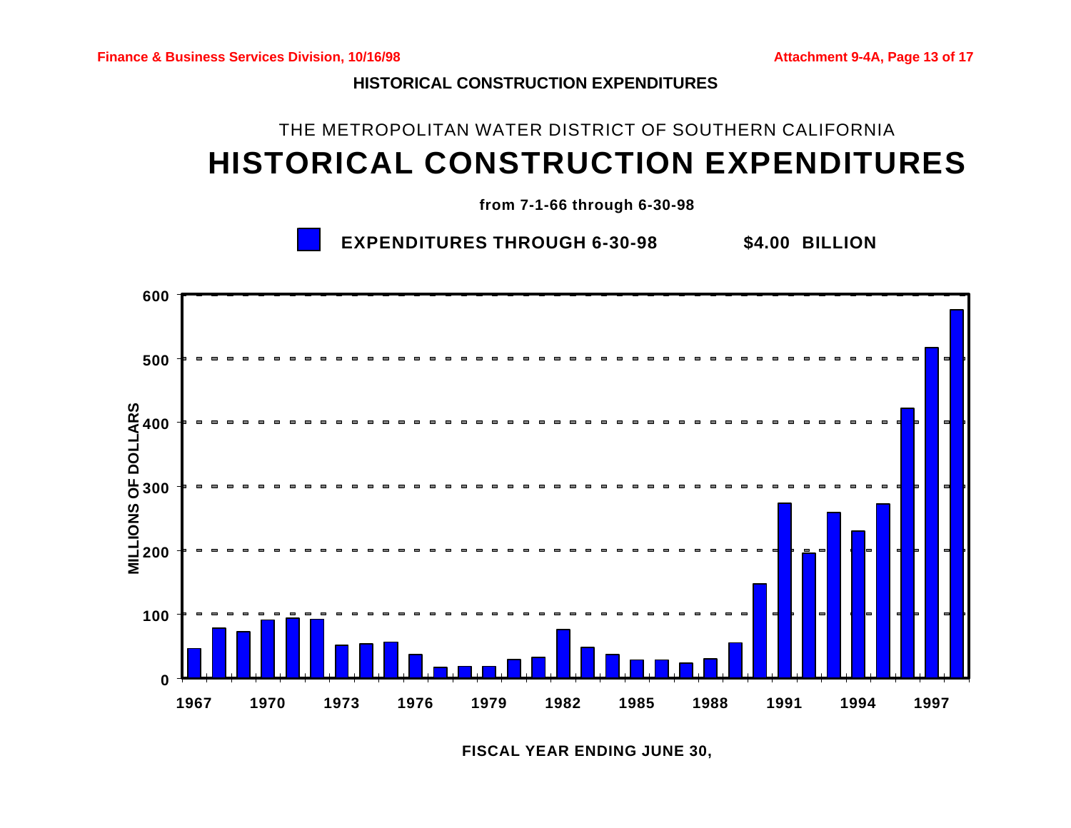**Finance & Business Services Division, 10/16/98**

## HISTORICAL CONSTRUCTION EXPENDITURES

THE METROPOLITAN WATER DISTRICT OF SOUTHERN CALIFORNIA

# HISTORICAL CONSTRUCTION EXPENDITURES

**from 7-1-66 through 6-30-98**

**EXPENDITURES THROUGH 6-30-98 $4.00 BILLION**

MILLIONS OF DOLLARS

600
500
400
300
200
100
0

1967 1970 1973 1976 1979 1982 1985 1988 1991 1994 1997

**FISCAL YEAR ENDING JUNE 30,**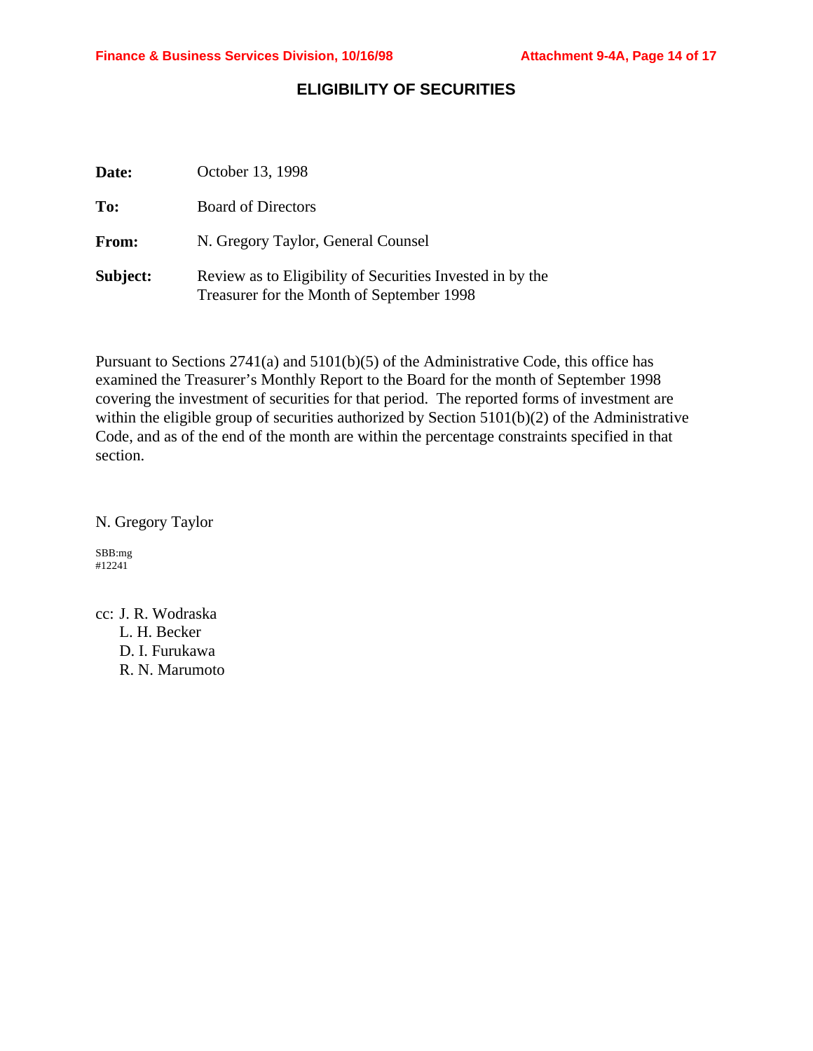# ELIGIBILITY OF SECURITIES

**Date:** October 13, 1998

**To:** Board of Directors

**From:** N. Gregory Taylor, General Counsel

**Subject:** Review as to Eligibility of Securities Invested in by the Treasurer for the Month of September 1998

Pursuant to Sections 2741(a) and 5101(b)(5) of the Administrative Code, this office has examined the Treasurer's Monthly Report to the Board for the month of September 1998 covering the investment of securities for that period. The reported forms of investment are within the eligible group of securities authorized by Section 5101(b)(2) of the Administrative Code, and as of the end of the month are within the percentage constraints specified in that section.

N. Gregory Taylor

SBB:mg
#12241

cc: J. R. Wodraska
L. H. Becker
D. I. Furukawa
R. N. Marumoto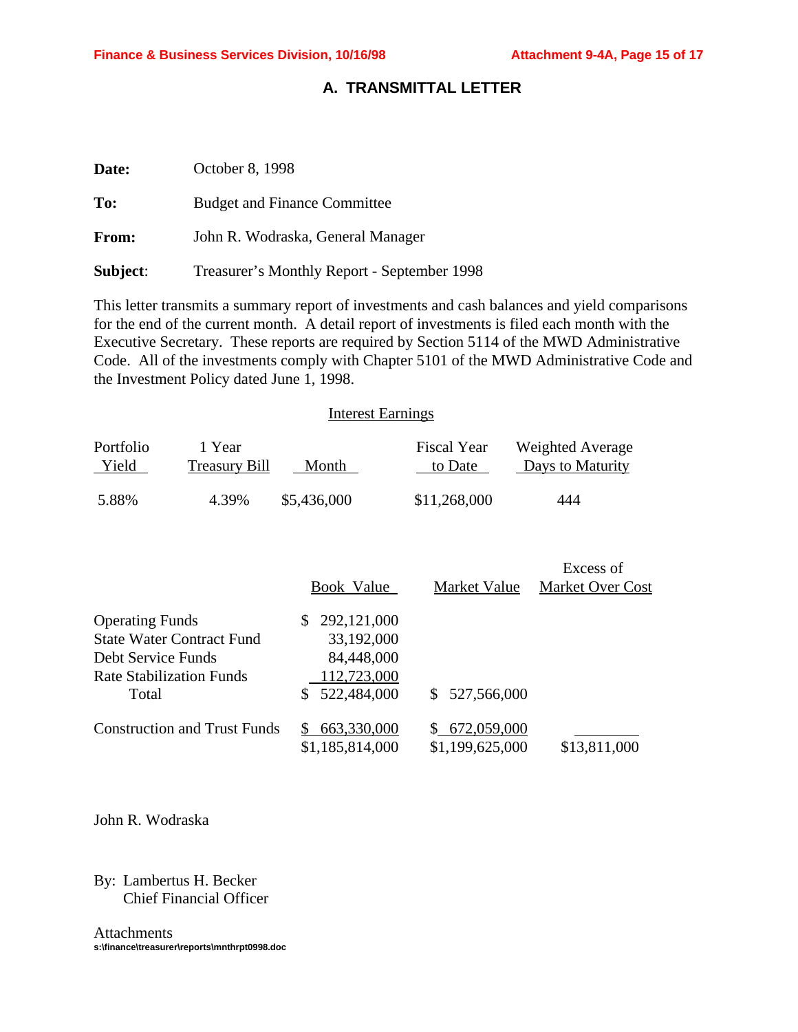## A. TRANSMITTAL LETTER

**Date:** October 8, 1998

**To:** Budget and Finance Committee

**From:** John R. Wodraska, General Manager

**Subject**: Treasurer's Monthly Report - September 1998

This letter transmits a summary report of investments and cash balances and yield comparisons for the end of the current month. A detail report of investments is filed each month with the Executive Secretary. These reports are required by Section 5114 of the MWD Administrative Code. All of the investments comply with Chapter 5101 of the MWD Administrative Code and the Investment Policy dated June 1, 1998.

| Portfolio Yield | 1 Year Treasury Bill | Interest Earnings: Month | Interest Earnings: Fiscal Year to Date | Weighted Average Days to Maturity |
|---|---|---|---|---|
| 5.88% | 4.39% | $5,436,000 | $11,268,000 | 444 |

| | Book Value | Market Value | Excess of Market Over Cost |
|---|---|---|---|
| Operating Funds | $ 292,121,000 | | |
| State Water Contract Fund | 33,192,000 | | |
| Debt Service Funds | 84,448,000 | | |
| Rate Stabilization Funds | 112,723,000 | | |
| Total | $ 522,484,000 | $ 527,566,000 | |
| Construction and Trust Funds | $ 663,330,000 | $ 672,059,000 | |
| | $1,185,814,000 | $1,199,625,000 | $13,811,000 |

John R. Wodraska

By: Lambertus H. Becker
Chief Financial Officer

Attachments

s:\finance\treasurer\reports\mnthrpt0998.doc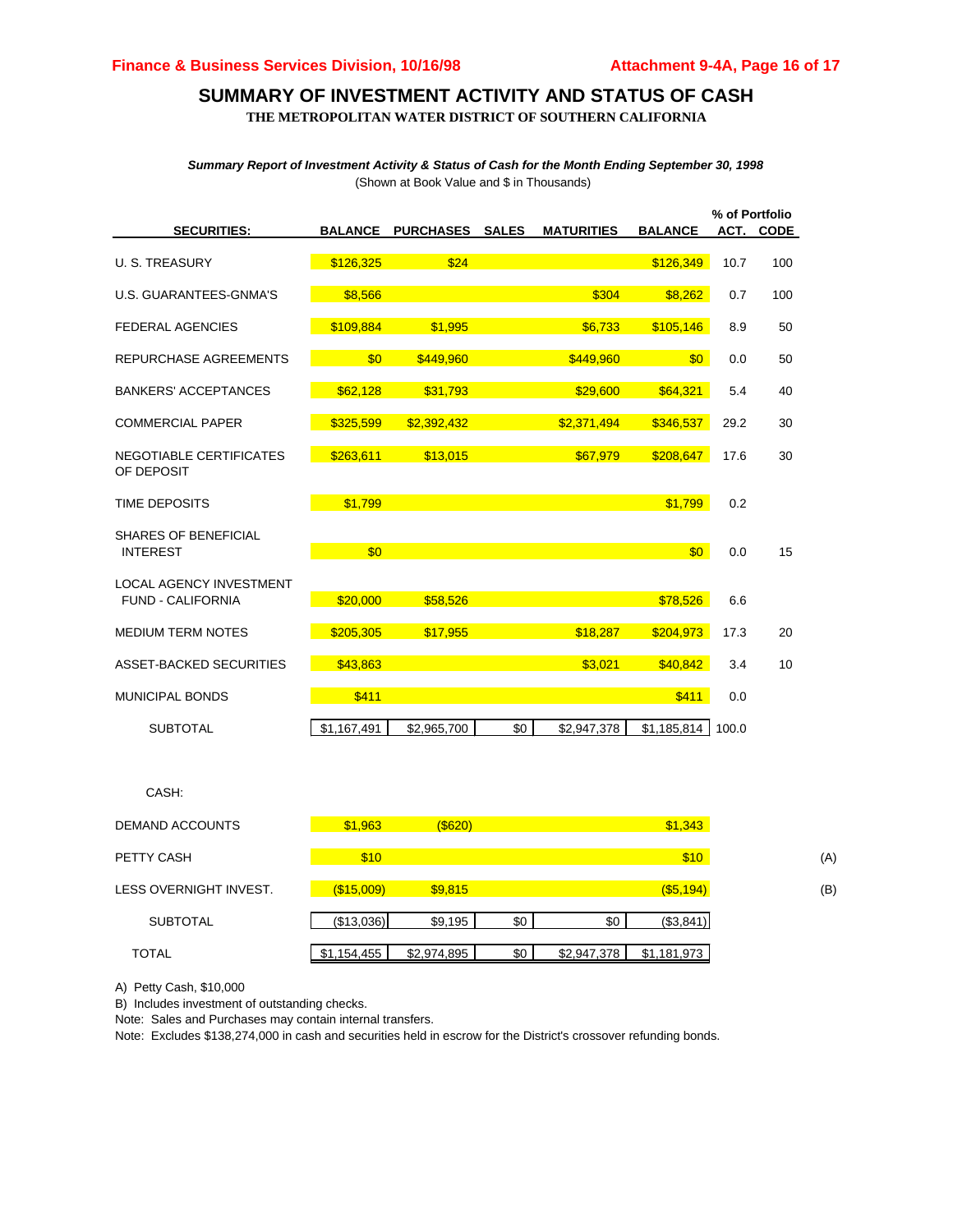# SUMMARY OF INVESTMENT ACTIVITY AND STATUS OF CASH

**THE METROPOLITAN WATER DISTRICT OF SOUTHERN CALIFORNIA**

***Summary Report of Investment Activity & Status of Cash for the Month Ending September 30, 1998***

(Shown at Book Value and $ in Thousands)

| SECURITIES: | BALANCE | PURCHASES | SALES | MATURITIES | BALANCE | % of Portfolio ACT. | CODE |
|---|---|---|---|---|---|---|---|
| U. S. TREASURY | $126,325 | $24 | | | $126,349 | 10.7 | 100 |
| U.S. GUARANTEES-GNMA'S | $8,566 | | | $304 | $8,262 | 0.7 | 100 |
| FEDERAL AGENCIES | $109,884 | $1,995 | | $6,733 | $105,146 | 8.9 | 50 |
| REPURCHASE AGREEMENTS | $0 | $449,960 | | $449,960 | $0 | 0.0 | 50 |
| BANKERS' ACCEPTANCES | $62,128 | $31,793 | | $29,600 | $64,321 | 5.4 | 40 |
| COMMERCIAL PAPER | $325,599 | $2,392,432 | | $2,371,494 | $346,537 | 29.2 | 30 |
| NEGOTIABLE CERTIFICATES OF DEPOSIT | $263,611 | $13,015 | | $67,979 | $208,647 | 17.6 | 30 |
| TIME DEPOSITS | $1,799 | | | | $1,799 | 0.2 | |
| SHARES OF BENEFICIAL INTEREST | $0 | | | | $0 | 0.0 | 15 |
| LOCAL AGENCY INVESTMENT FUND - CALIFORNIA | $20,000 | $58,526 | | | $78,526 | 6.6 | |
| MEDIUM TERM NOTES | $205,305 | $17,955 | | $18,287 | $204,973 | 17.3 | 20 |
| ASSET-BACKED SECURITIES | $43,863 | | | $3,021 | $40,842 | 3.4 | 10 |
| MUNICIPAL BONDS | $411 | | | | $411 | 0.0 | |
| SUBTOTAL | $1,167,491 | $2,965,700 | $0 | $2,947,378 | $1,185,814 | 100.0 | |

| CASH: | BALANCE | PURCHASES | SALES | MATURITIES | BALANCE | |
|---|---|---|---|---|---|---|
| DEMAND ACCOUNTS | $1,963 | ($620) | | | $1,343 | |
| PETTY CASH | $10 | | | | $10 | (A) |
| LESS OVERNIGHT INVEST. | ($15,009) | $9,815 | | | ($5,194) | (B) |
| SUBTOTAL | ($13,036) | $9,195 | $0 | $0 | ($3,841) | |
| TOTAL | $1,154,455 | $2,974,895 | $0 | $2,947,378 | $1,181,973 | |

A) Petty Cash, $10,000

B) Includes investment of outstanding checks.

Note: Sales and Purchases may contain internal transfers.

Note: Excludes $138,274,000 in cash and securities held in escrow for the District's crossover refunding bonds.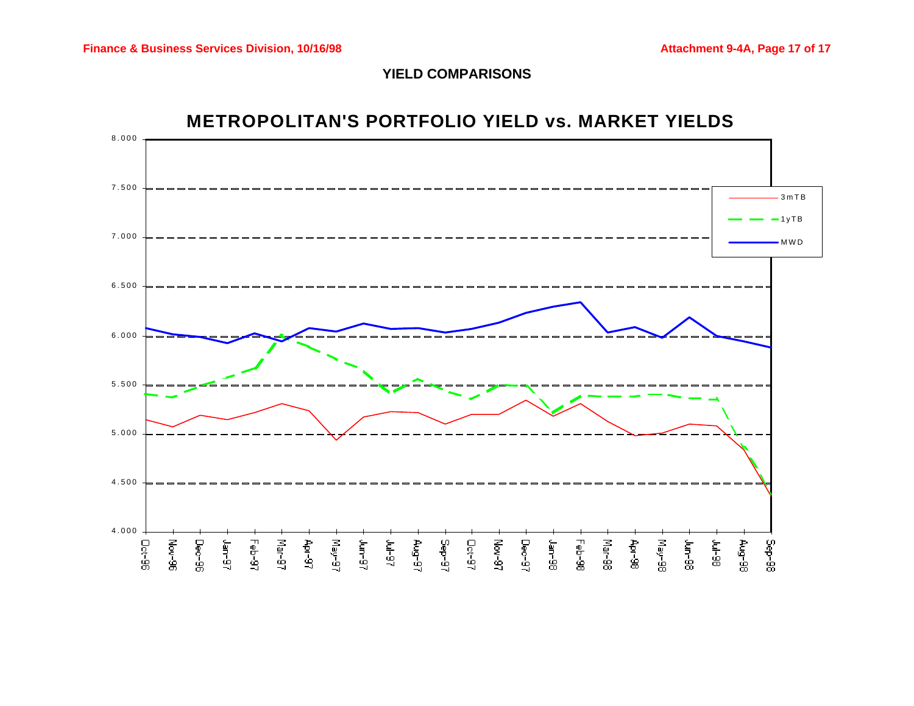## YIELD COMPARISONS

### METROPOLITAN'S PORTFOLIO YIELD vs. MARKET YIELDS

8.000
7.500
7.000
6.500
6.000
5.500
5.000
4.500
4.000

3mTB
1yTB
MWD

Oct-96
Nov-96
Dec-96
Jan-97
Feb-97
Mar-97
Apr-97
May-97
Jun-97
Jul-97
Aug-97
Sep-97
Oct-97
Nov-97
Dec-97
Jan-98
Feb-98
Mar-98
Apr-98
May-98
Jun-98
Jul-98
Aug-98
Sep-98